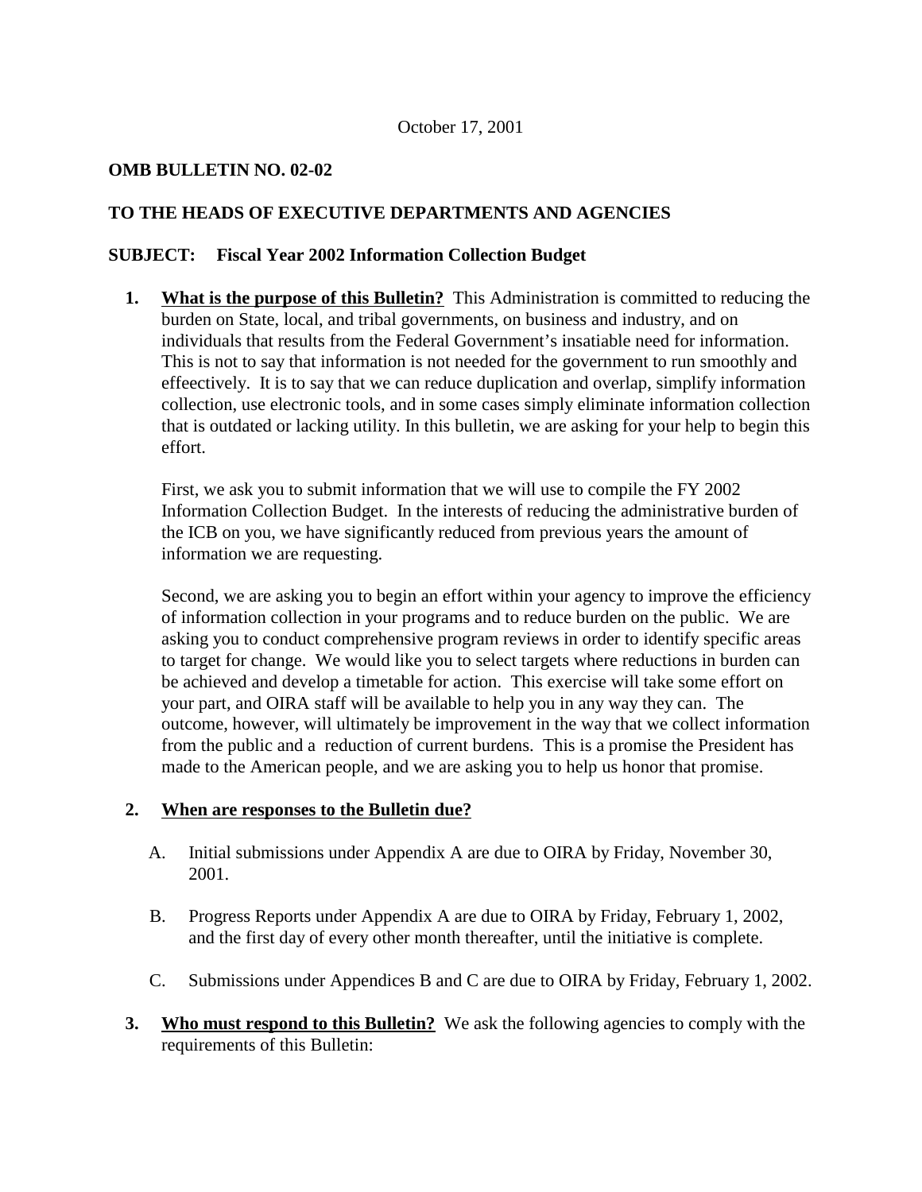October 17, 2001

**OMB BULLETIN NO. 02-02**

**TO THE HEADS OF EXECUTIVE DEPARTMENTS AND AGENCIES**

**SUBJECT: Fiscal Year 2002 Information Collection Budget**

1. **What is the purpose of this Bulletin?** This Administration is committed to reducing the burden on State, local, and tribal governments, on business and industry, and on individuals that results from the Federal Government's insatiable need for information. This is not to say that information is not needed for the government to run smoothly and effeectively. It is to say that we can reduce duplication and overlap, simplify information collection, use electronic tools, and in some cases simply eliminate information collection that is outdated or lacking utility. In this bulletin, we are asking for your help to begin this effort.

   First, we ask you to submit information that we will use to compile the FY 2002 Information Collection Budget. In the interests of reducing the administrative burden of the ICB on you, we have significantly reduced from previous years the amount of information we are requesting.

   Second, we are asking you to begin an effort within your agency to improve the efficiency of information collection in your programs and to reduce burden on the public. We are asking you to conduct comprehensive program reviews in order to identify specific areas to target for change. We would like you to select targets where reductions in burden can be achieved and develop a timetable for action. This exercise will take some effort on your part, and OIRA staff will be available to help you in any way they can. The outcome, however, will ultimately be improvement in the way that we collect information from the public and a reduction of current burdens. This is a promise the President has made to the American people, and we are asking you to help us honor that promise.

2. **When are responses to the Bulletin due?**

   A. Initial submissions under Appendix A are due to OIRA by Friday, November 30, 2001.

   B. Progress Reports under Appendix A are due to OIRA by Friday, February 1, 2002, and the first day of every other month thereafter, until the initiative is complete.

   C. Submissions under Appendices B and C are due to OIRA by Friday, February 1, 2002.

3. **Who must respond to this Bulletin?** We ask the following agencies to comply with the requirements of this Bulletin: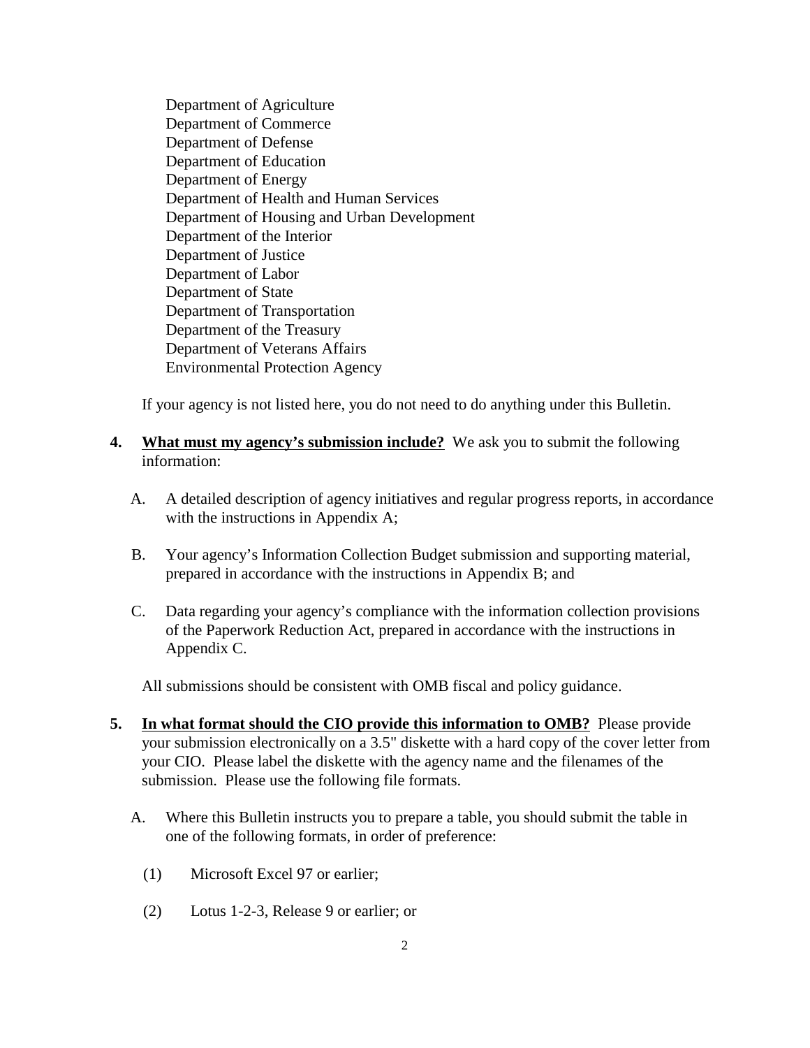Department of Agriculture
Department of Commerce
Department of Defense
Department of Education
Department of Energy
Department of Health and Human Services
Department of Housing and Urban Development
Department of the Interior
Department of Justice
Department of Labor
Department of State
Department of Transportation
Department of the Treasury
Department of Veterans Affairs
Environmental Protection Agency

If your agency is not listed here, you do not need to do anything under this Bulletin.

4. **<u>What must my agency's submission include?</u>** We ask you to submit the following information:

   A. A detailed description of agency initiatives and regular progress reports, in accordance with the instructions in Appendix A;

   B. Your agency's Information Collection Budget submission and supporting material, prepared in accordance with the instructions in Appendix B; and

   C. Data regarding your agency's compliance with the information collection provisions of the Paperwork Reduction Act, prepared in accordance with the instructions in Appendix C.

   All submissions should be consistent with OMB fiscal and policy guidance.

5. **<u>In what format should the CIO provide this information to OMB?</u>** Please provide your submission electronically on a 3.5" diskette with a hard copy of the cover letter from your CIO. Please label the diskette with the agency name and the filenames of the submission. Please use the following file formats.

   A. Where this Bulletin instructs you to prepare a table, you should submit the table in one of the following formats, in order of preference:

      (1) Microsoft Excel 97 or earlier;

      (2) Lotus 1-2-3, Release 9 or earlier; or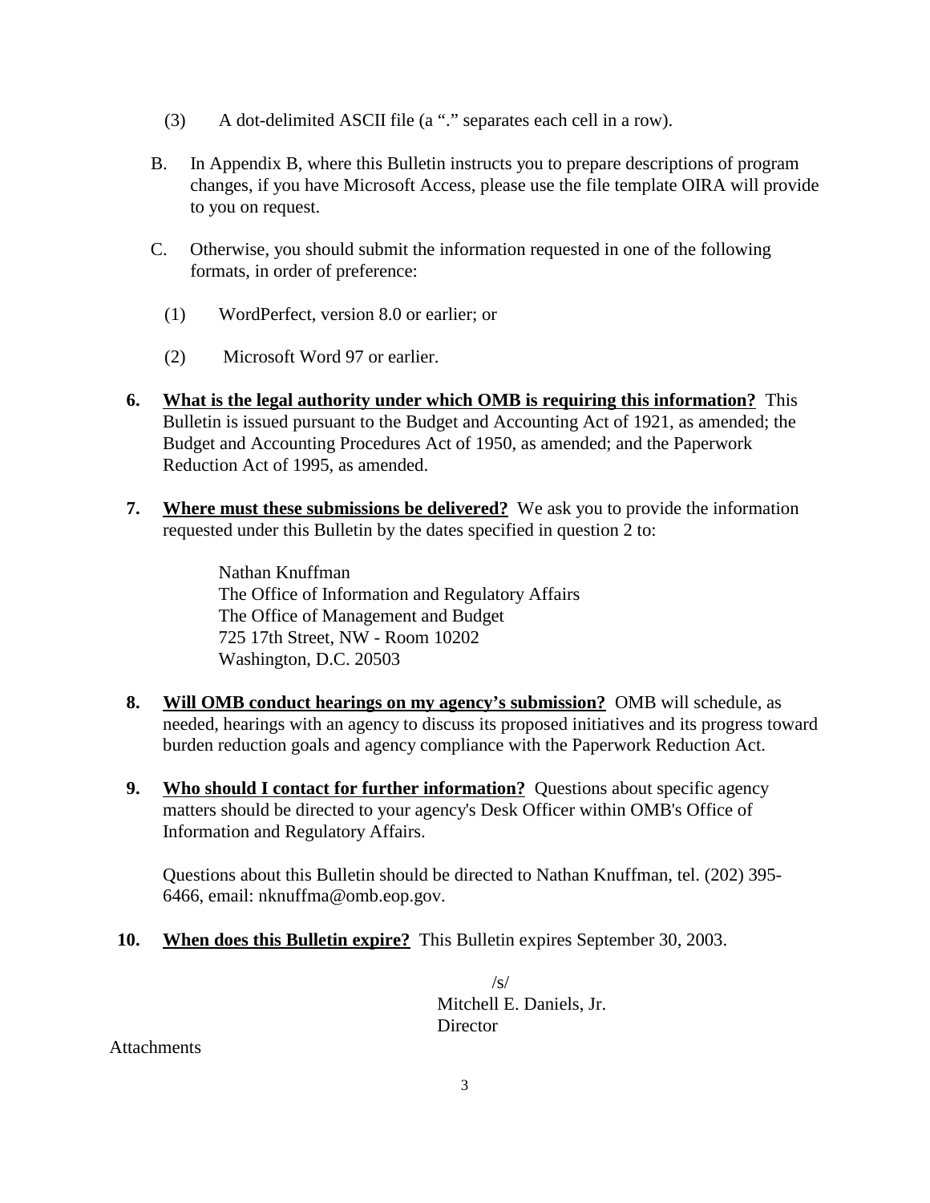(3) A dot-delimited ASCII file (a "." separates each cell in a row).

B. In Appendix B, where this Bulletin instructs you to prepare descriptions of program changes, if you have Microsoft Access, please use the file template OIRA will provide to you on request.

C. Otherwise, you should submit the information requested in one of the following formats, in order of preference:

(1) WordPerfect, version 8.0 or earlier; or

(2) Microsoft Word 97 or earlier.

**6.** **<u>What is the legal authority under which OMB is requiring this information?</u>** This Bulletin is issued pursuant to the Budget and Accounting Act of 1921, as amended; the Budget and Accounting Procedures Act of 1950, as amended; and the Paperwork Reduction Act of 1995, as amended.

**7.** **<u>Where must these submissions be delivered?</u>** We ask you to provide the information requested under this Bulletin by the dates specified in question 2 to:

Nathan Knuffman
The Office of Information and Regulatory Affairs
The Office of Management and Budget
725 17th Street, NW - Room 10202
Washington, D.C. 20503

**8.** **<u>Will OMB conduct hearings on my agency's submission?</u>** OMB will schedule, as needed, hearings with an agency to discuss its proposed initiatives and its progress toward burden reduction goals and agency compliance with the Paperwork Reduction Act.

**9.** **<u>Who should I contact for further information?</u>** Questions about specific agency matters should be directed to your agency's Desk Officer within OMB's Office of Information and Regulatory Affairs.

Questions about this Bulletin should be directed to Nathan Knuffman, tel. (202) 395-6466, email: nknuffma@omb.eop.gov.

**10.** **<u>When does this Bulletin expire?</u>** This Bulletin expires September 30, 2003.

/s/
Mitchell E. Daniels, Jr.
Director

Attachments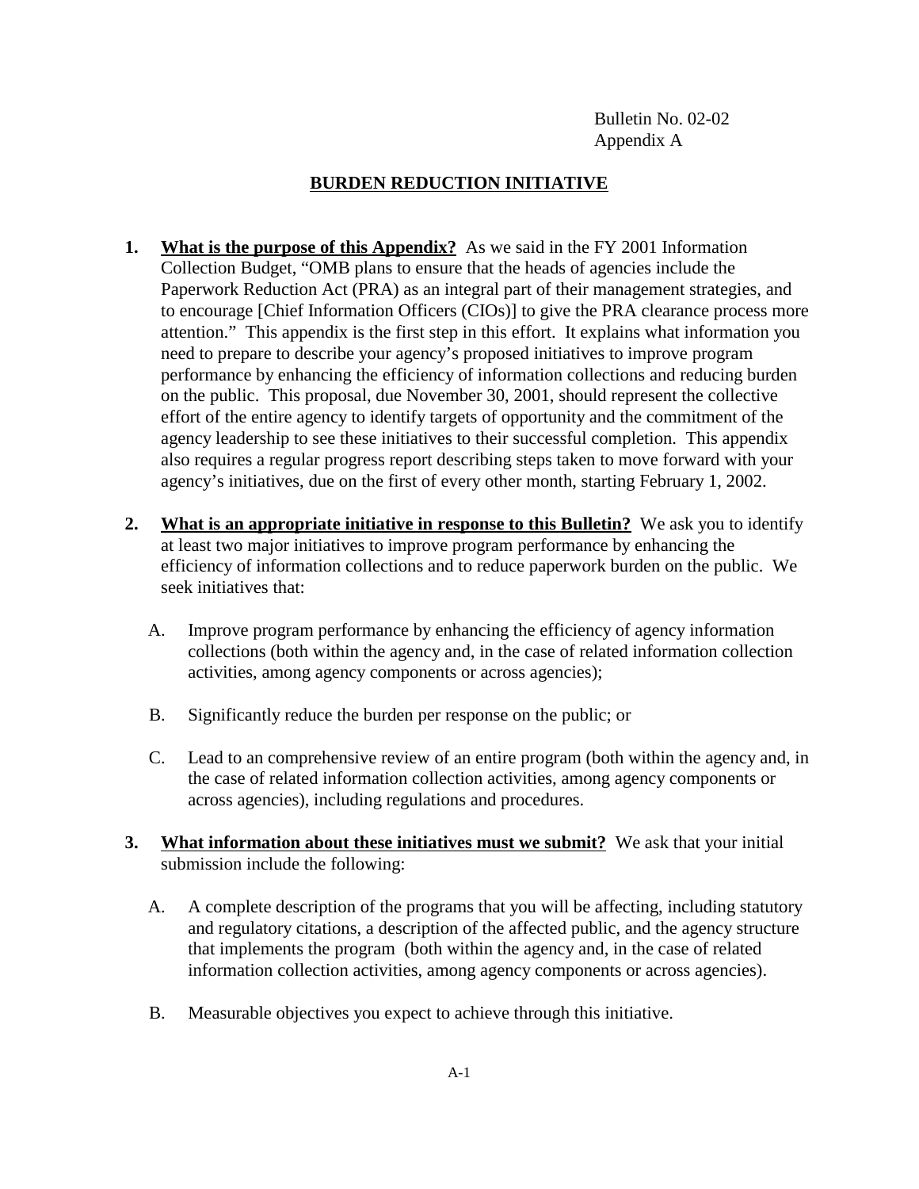Bulletin No. 02-02
Appendix A

# BURDEN REDUCTION INITIATIVE

1. **What is the purpose of this Appendix?** As we said in the FY 2001 Information Collection Budget, "OMB plans to ensure that the heads of agencies include the Paperwork Reduction Act (PRA) as an integral part of their management strategies, and to encourage [Chief Information Officers (CIOs)] to give the PRA clearance process more attention." This appendix is the first step in this effort. It explains what information you need to prepare to describe your agency's proposed initiatives to improve program performance by enhancing the efficiency of information collections and reducing burden on the public. This proposal, due November 30, 2001, should represent the collective effort of the entire agency to identify targets of opportunity and the commitment of the agency leadership to see these initiatives to their successful completion. This appendix also requires a regular progress report describing steps taken to move forward with your agency's initiatives, due on the first of every other month, starting February 1, 2002.

2. **What is an appropriate initiative in response to this Bulletin?** We ask you to identify at least two major initiatives to improve program performance by enhancing the efficiency of information collections and to reduce paperwork burden on the public. We seek initiatives that:

   A. Improve program performance by enhancing the efficiency of agency information collections (both within the agency and, in the case of related information collection activities, among agency components or across agencies);

   B. Significantly reduce the burden per response on the public; or

   C. Lead to an comprehensive review of an entire program (both within the agency and, in the case of related information collection activities, among agency components or across agencies), including regulations and procedures.

3. **What information about these initiatives must we submit?** We ask that your initial submission include the following:

   A. A complete description of the programs that you will be affecting, including statutory and regulatory citations, a description of the affected public, and the agency structure that implements the program (both within the agency and, in the case of related information collection activities, among agency components or across agencies).

   B. Measurable objectives you expect to achieve through this initiative.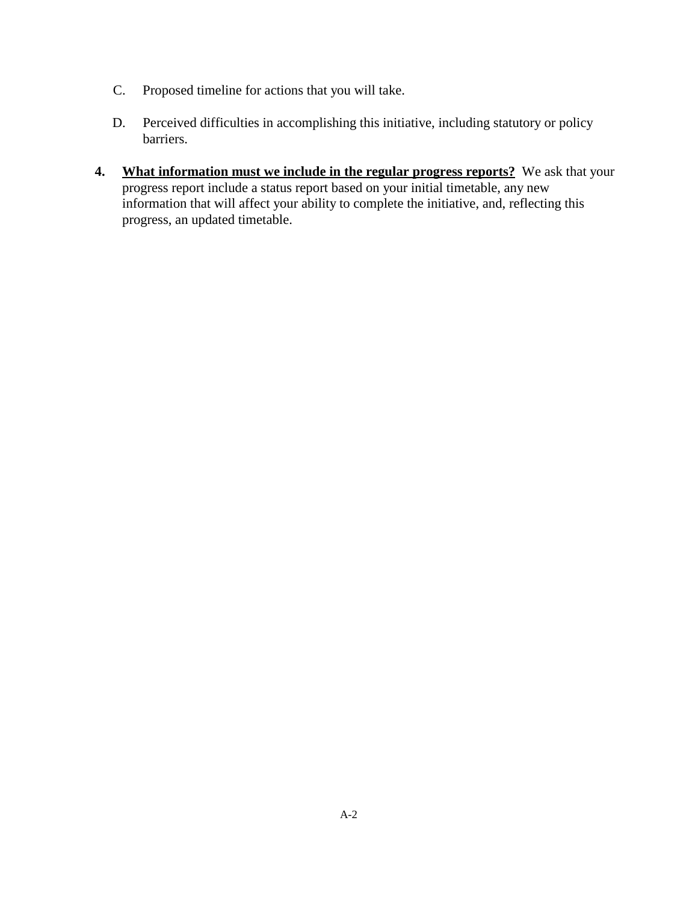C. Proposed timeline for actions that you will take.

D. Perceived difficulties in accomplishing this initiative, including statutory or policy barriers.

4. **<u>What information must we include in the regular progress reports?</u>** We ask that your progress report include a status report based on your initial timetable, any new information that will affect your ability to complete the initiative, and, reflecting this progress, an updated timetable.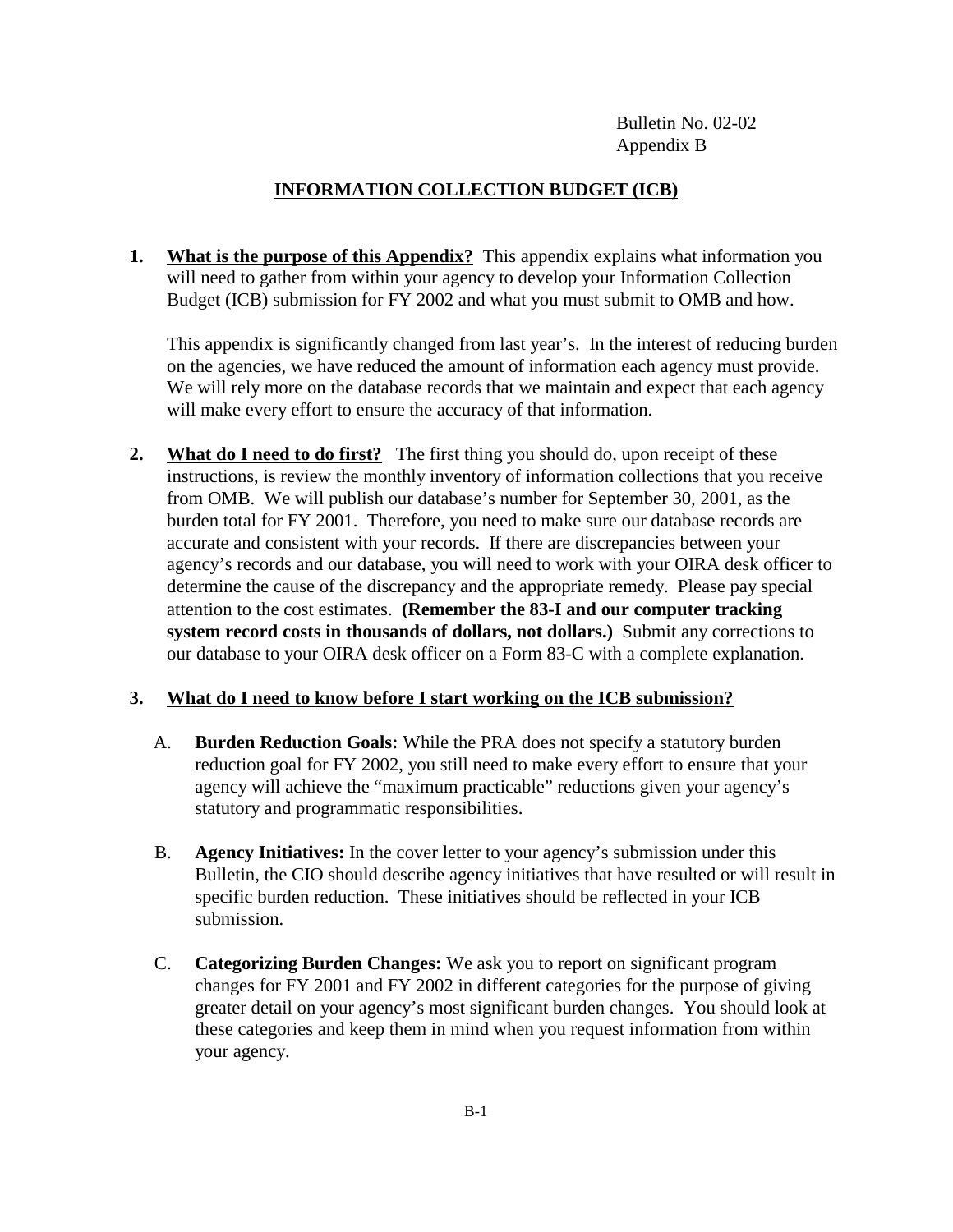Bulletin No. 02-02
Appendix B

# INFORMATION COLLECTION BUDGET (ICB)

1. **What is the purpose of this Appendix?** This appendix explains what information you will need to gather from within your agency to develop your Information Collection Budget (ICB) submission for FY 2002 and what you must submit to OMB and how.

   This appendix is significantly changed from last year's. In the interest of reducing burden on the agencies, we have reduced the amount of information each agency must provide. We will rely more on the database records that we maintain and expect that each agency will make every effort to ensure the accuracy of that information.

2. **What do I need to do first?** The first thing you should do, upon receipt of these instructions, is review the monthly inventory of information collections that you receive from OMB. We will publish our database's number for September 30, 2001, as the burden total for FY 2001. Therefore, you need to make sure our database records are accurate and consistent with your records. If there are discrepancies between your agency's records and our database, you will need to work with your OIRA desk officer to determine the cause of the discrepancy and the appropriate remedy. Please pay special attention to the cost estimates. **(Remember the 83-I and our computer tracking system record costs in thousands of dollars, not dollars.)** Submit any corrections to our database to your OIRA desk officer on a Form 83-C with a complete explanation.

3. **What do I need to know before I start working on the ICB submission?**

   A. **Burden Reduction Goals:** While the PRA does not specify a statutory burden reduction goal for FY 2002, you still need to make every effort to ensure that your agency will achieve the "maximum practicable" reductions given your agency's statutory and programmatic responsibilities.

   B. **Agency Initiatives:** In the cover letter to your agency's submission under this Bulletin, the CIO should describe agency initiatives that have resulted or will result in specific burden reduction. These initiatives should be reflected in your ICB submission.

   C. **Categorizing Burden Changes:** We ask you to report on significant program changes for FY 2001 and FY 2002 in different categories for the purpose of giving greater detail on your agency's most significant burden changes. You should look at these categories and keep them in mind when you request information from within your agency.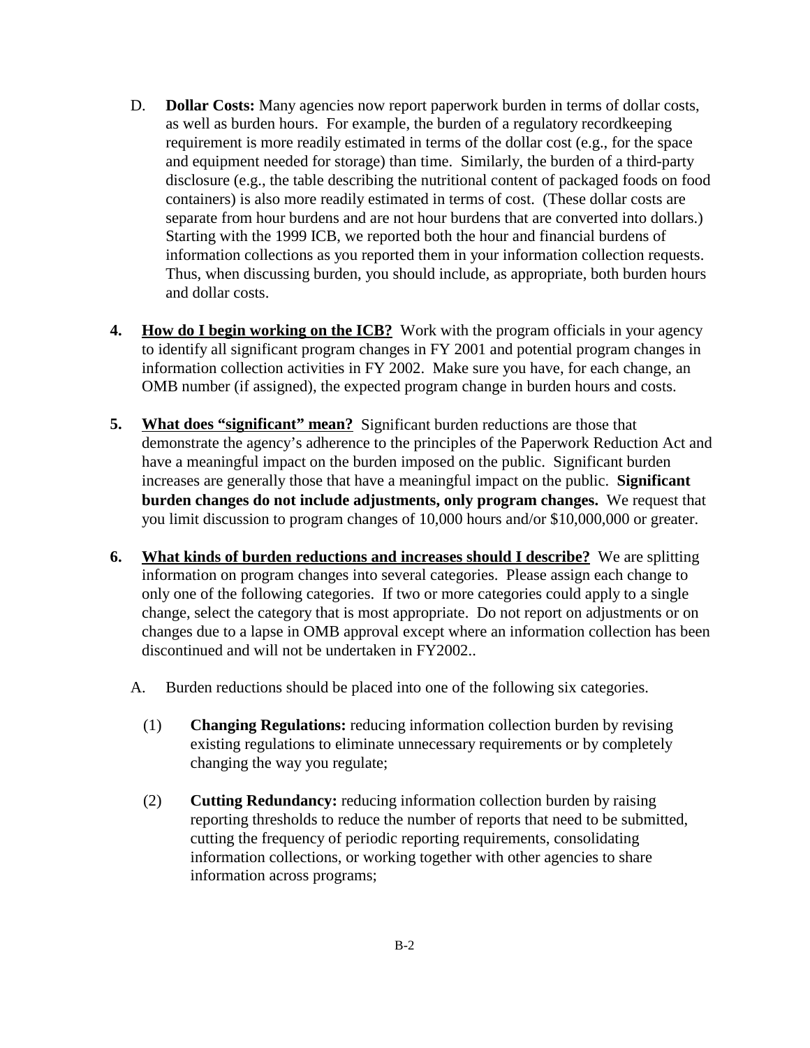D. **Dollar Costs:** Many agencies now report paperwork burden in terms of dollar costs, as well as burden hours. For example, the burden of a regulatory recordkeeping requirement is more readily estimated in terms of the dollar cost (e.g., for the space and equipment needed for storage) than time. Similarly, the burden of a third-party disclosure (e.g., the table describing the nutritional content of packaged foods on food containers) is also more readily estimated in terms of cost. (These dollar costs are separate from hour burdens and are not hour burdens that are converted into dollars.) Starting with the 1999 ICB, we reported both the hour and financial burdens of information collections as you reported them in your information collection requests. Thus, when discussing burden, you should include, as appropriate, both burden hours and dollar costs.

**4. <u>How do I begin working on the ICB?</u>** Work with the program officials in your agency to identify all significant program changes in FY 2001 and potential program changes in information collection activities in FY 2002. Make sure you have, for each change, an OMB number (if assigned), the expected program change in burden hours and costs.

**5. <u>What does "significant" mean?</u>** Significant burden reductions are those that demonstrate the agency's adherence to the principles of the Paperwork Reduction Act and have a meaningful impact on the burden imposed on the public. Significant burden increases are generally those that have a meaningful impact on the public. **Significant burden changes do not include adjustments, only program changes.** We request that you limit discussion to program changes of 10,000 hours and/or $10,000,000 or greater.

**6. <u>What kinds of burden reductions and increases should I describe?</u>** We are splitting information on program changes into several categories. Please assign each change to only one of the following categories. If two or more categories could apply to a single change, select the category that is most appropriate. Do not report on adjustments or on changes due to a lapse in OMB approval except where an information collection has been discontinued and will not be undertaken in FY2002..

A. Burden reductions should be placed into one of the following six categories.

(1) **Changing Regulations:** reducing information collection burden by revising existing regulations to eliminate unnecessary requirements or by completely changing the way you regulate;

(2) **Cutting Redundancy:** reducing information collection burden by raising reporting thresholds to reduce the number of reports that need to be submitted, cutting the frequency of periodic reporting requirements, consolidating information collections, or working together with other agencies to share information across programs;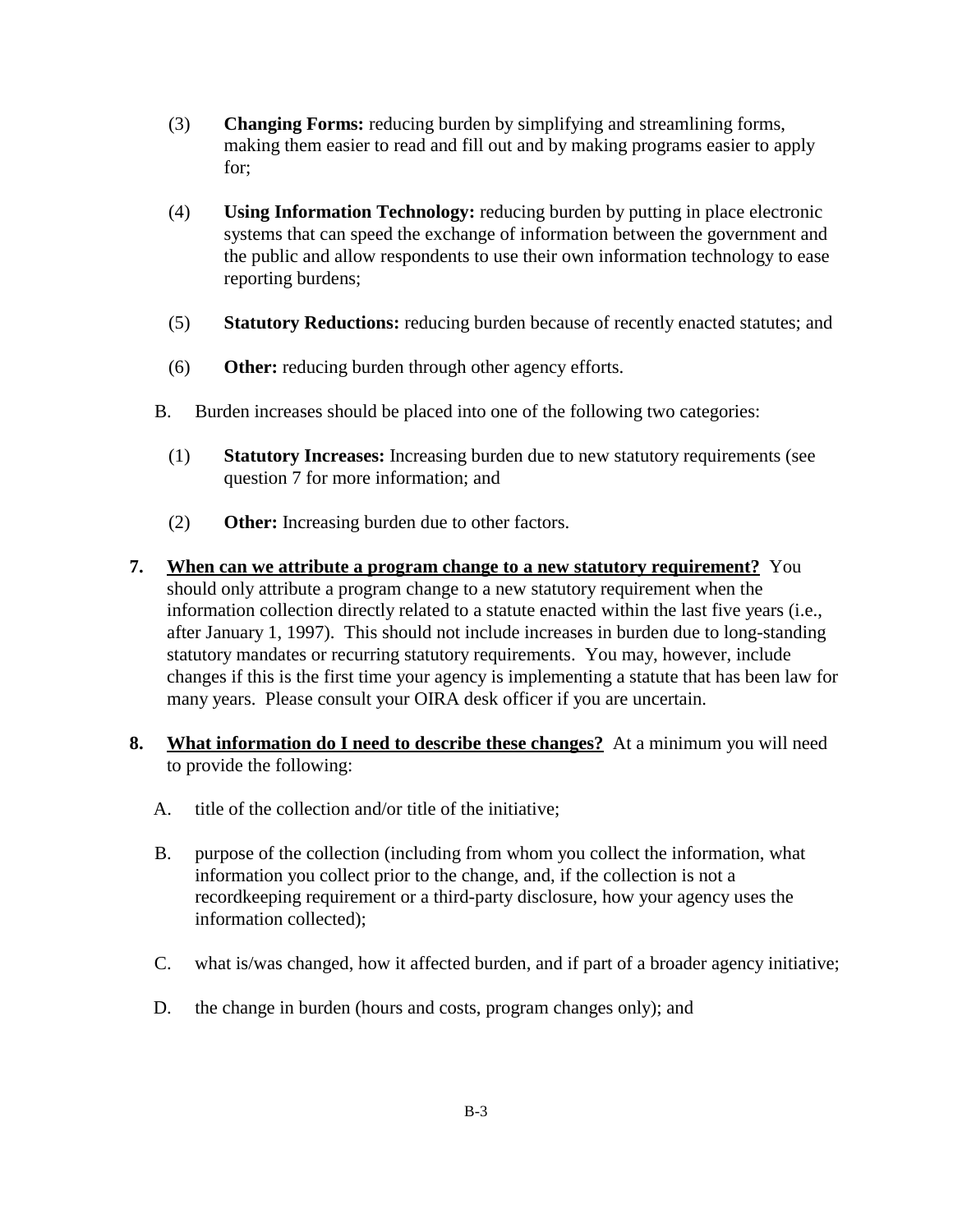(3) **Changing Forms:** reducing burden by simplifying and streamlining forms, making them easier to read and fill out and by making programs easier to apply for;

(4) **Using Information Technology:** reducing burden by putting in place electronic systems that can speed the exchange of information between the government and the public and allow respondents to use their own information technology to ease reporting burdens;

(5) **Statutory Reductions:** reducing burden because of recently enacted statutes; and

(6) **Other:** reducing burden through other agency efforts.

B. Burden increases should be placed into one of the following two categories:

(1) **Statutory Increases:** Increasing burden due to new statutory requirements (see question 7 for more information; and

(2) **Other:** Increasing burden due to other factors.

**7. <u>When can we attribute a program change to a new statutory requirement?</u>** You should only attribute a program change to a new statutory requirement when the information collection directly related to a statute enacted within the last five years (i.e., after January 1, 1997). This should not include increases in burden due to long-standing statutory mandates or recurring statutory requirements. You may, however, include changes if this is the first time your agency is implementing a statute that has been law for many years. Please consult your OIRA desk officer if you are uncertain.

**8. <u>What information do I need to describe these changes?</u>** At a minimum you will need to provide the following:

A. title of the collection and/or title of the initiative;

B. purpose of the collection (including from whom you collect the information, what information you collect prior to the change, and, if the collection is not a recordkeeping requirement or a third-party disclosure, how your agency uses the information collected);

C. what is/was changed, how it affected burden, and if part of a broader agency initiative;

D. the change in burden (hours and costs, program changes only); and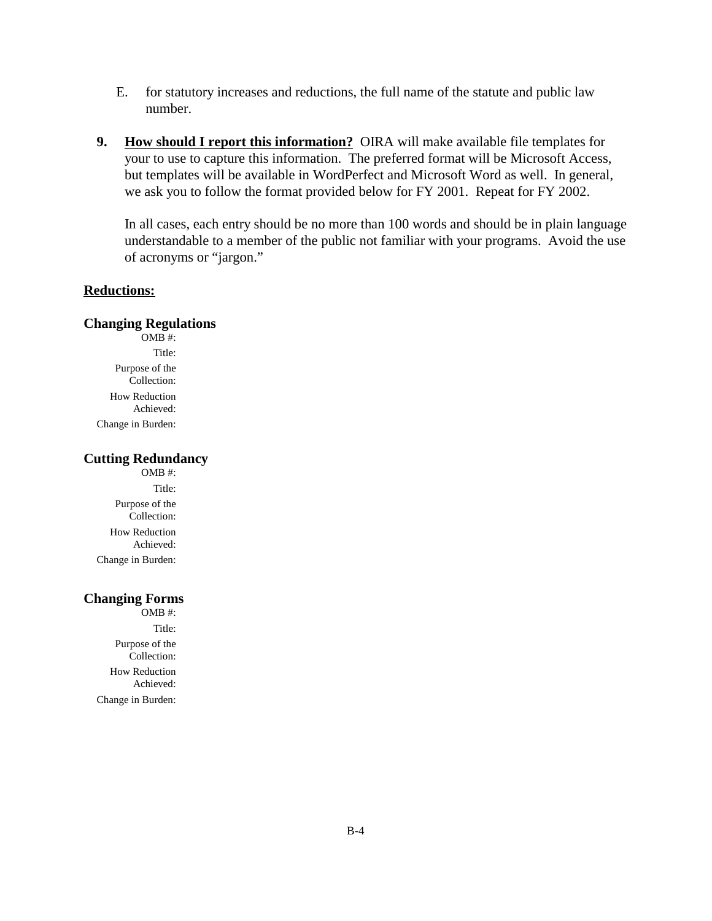E. for statutory increases and reductions, the full name of the statute and public law number.

9. **<u>How should I report this information?</u>** OIRA will make available file templates for your to use to capture this information. The preferred format will be Microsoft Access, but templates will be available in WordPerfect and Microsoft Word as well. In general, we ask you to follow the format provided below for FY 2001. Repeat for FY 2002.

   In all cases, each entry should be no more than 100 words and should be in plain language understandable to a member of the public not familiar with your programs. Avoid the use of acronyms or "jargon."

**<u>Reductions:</u>**

### Changing Regulations

OMB #:

Title:

Purpose of the Collection:

How Reduction Achieved:

Change in Burden:

### Cutting Redundancy

OMB #:

Title:

Purpose of the Collection:

How Reduction Achieved:

Change in Burden:

### Changing Forms

OMB #:

Title:

Purpose of the Collection:

How Reduction Achieved:

Change in Burden: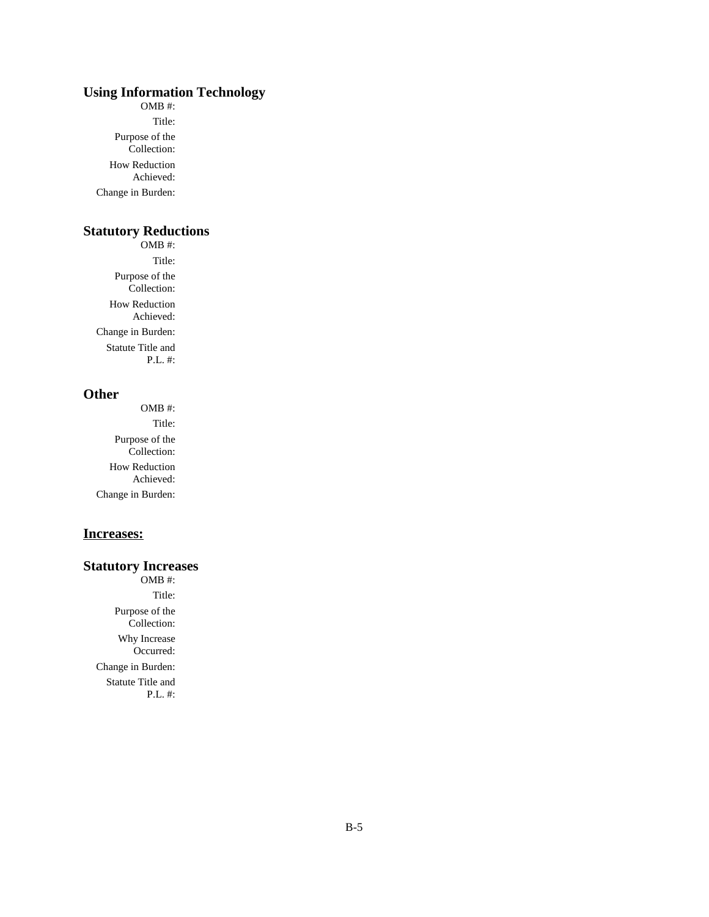### Using Information Technology

OMB #:

Title:

Purpose of the Collection:

How Reduction Achieved:

Change in Burden:

### Statutory Reductions

OMB #:

Title:

Purpose of the Collection:

How Reduction Achieved:

Change in Burden:

Statute Title and P.L. #:

### Other

OMB #:

Title:

Purpose of the Collection:

How Reduction Achieved:

Change in Burden:

## Increases:

### Statutory Increases

OMB #:

Title:

Purpose of the Collection:

Why Increase Occurred:

Change in Burden:

Statute Title and P.L. #: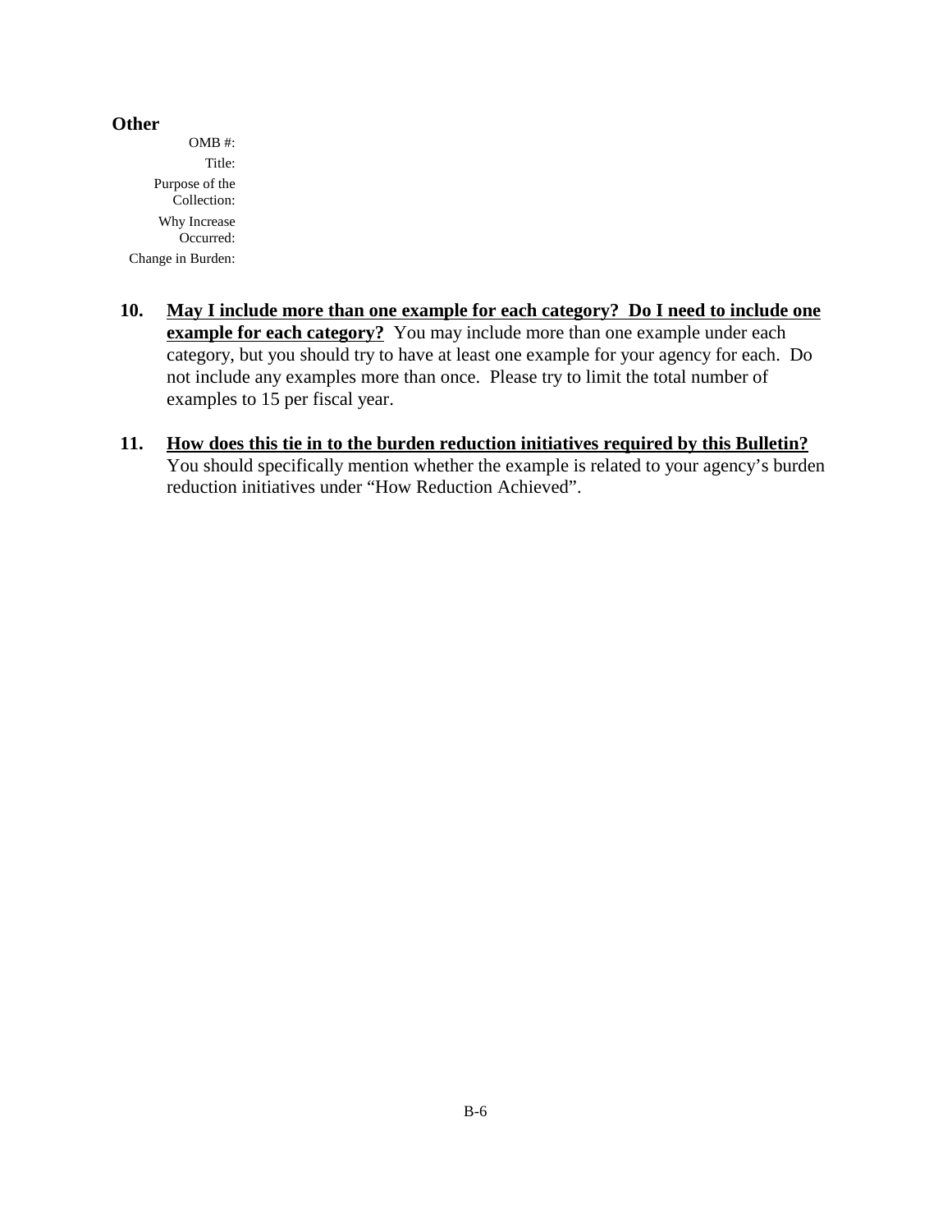**Other**

OMB #:

Title:

Purpose of the Collection:

Why Increase Occurred:

Change in Burden:

10. **May I include more than one example for each category? Do I need to include one example for each category?** You may include more than one example under each category, but you should try to have at least one example for your agency for each. Do not include any examples more than once. Please try to limit the total number of examples to 15 per fiscal year.

11. **How does this tie in to the burden reduction initiatives required by this Bulletin?** You should specifically mention whether the example is related to your agency's burden reduction initiatives under "How Reduction Achieved".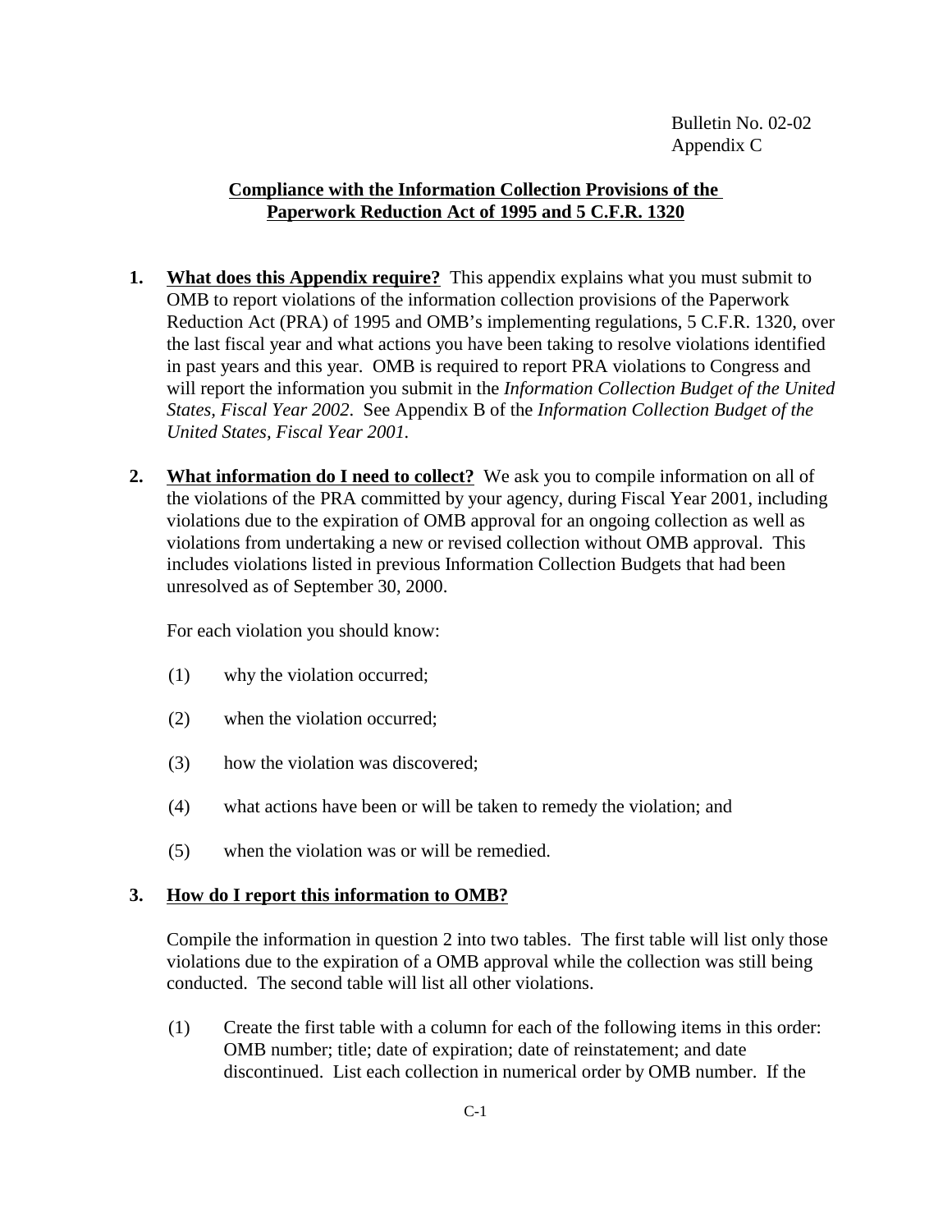Bulletin No. 02-02
Appendix C

## Compliance with the Information Collection Provisions of the Paperwork Reduction Act of 1995 and 5 C.F.R. 1320

**1. What does this Appendix require?** This appendix explains what you must submit to OMB to report violations of the information collection provisions of the Paperwork Reduction Act (PRA) of 1995 and OMB's implementing regulations, 5 C.F.R. 1320, over the last fiscal year and what actions you have been taking to resolve violations identified in past years and this year. OMB is required to report PRA violations to Congress and will report the information you submit in the *Information Collection Budget of the United States, Fiscal Year 2002*. See Appendix B of the *Information Collection Budget of the United States, Fiscal Year 2001.*

**2. What information do I need to collect?** We ask you to compile information on all of the violations of the PRA committed by your agency, during Fiscal Year 2001, including violations due to the expiration of OMB approval for an ongoing collection as well as violations from undertaking a new or revised collection without OMB approval. This includes violations listed in previous Information Collection Budgets that had been unresolved as of September 30, 2000.

For each violation you should know:

(1) why the violation occurred;

(2) when the violation occurred;

(3) how the violation was discovered;

(4) what actions have been or will be taken to remedy the violation; and

(5) when the violation was or will be remedied.

**3. How do I report this information to OMB?**

Compile the information in question 2 into two tables. The first table will list only those violations due to the expiration of a OMB approval while the collection was still being conducted. The second table will list all other violations.

(1) Create the first table with a column for each of the following items in this order: OMB number; title; date of expiration; date of reinstatement; and date discontinued. List each collection in numerical order by OMB number. If the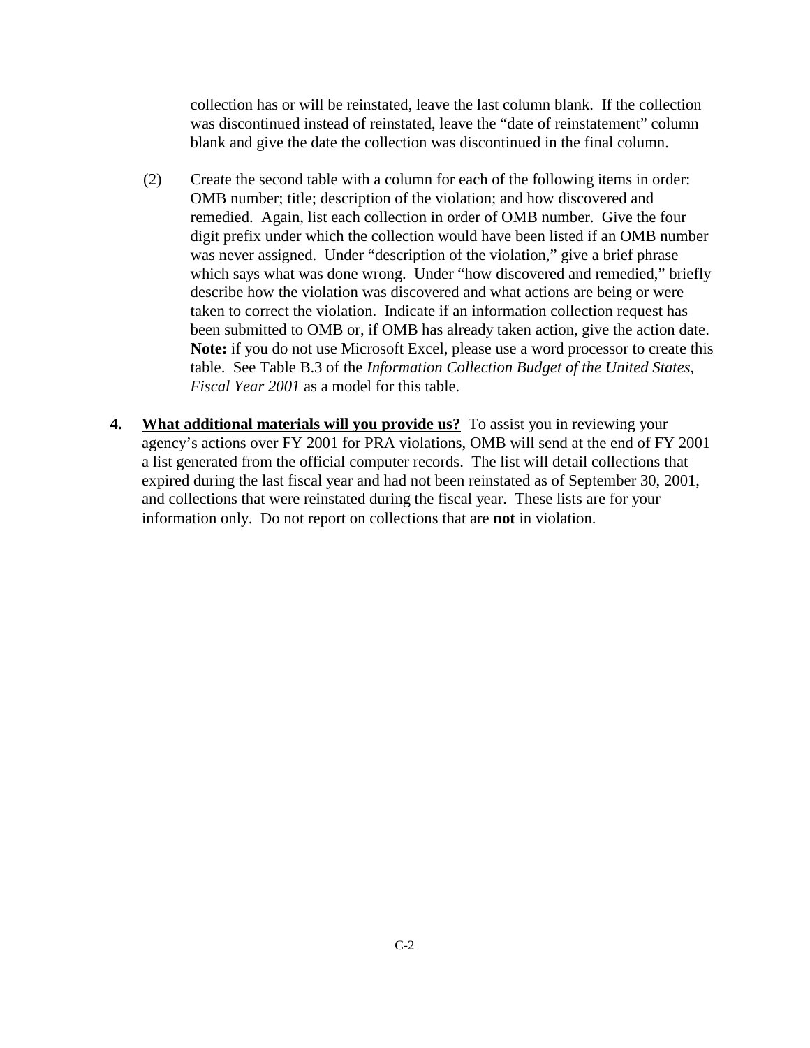collection has or will be reinstated, leave the last column blank. If the collection was discontinued instead of reinstated, leave the "date of reinstatement" column blank and give the date the collection was discontinued in the final column.

(2) Create the second table with a column for each of the following items in order: OMB number; title; description of the violation; and how discovered and remedied. Again, list each collection in order of OMB number. Give the four digit prefix under which the collection would have been listed if an OMB number was never assigned. Under "description of the violation," give a brief phrase which says what was done wrong. Under "how discovered and remedied," briefly describe how the violation was discovered and what actions are being or were taken to correct the violation. Indicate if an information collection request has been submitted to OMB or, if OMB has already taken action, give the action date. **Note:** if you do not use Microsoft Excel, please use a word processor to create this table. See Table B.3 of the *Information Collection Budget of the United States, Fiscal Year 2001* as a model for this table.

**4. <u>What additional materials will you provide us?</u>** To assist you in reviewing your agency's actions over FY 2001 for PRA violations, OMB will send at the end of FY 2001 a list generated from the official computer records. The list will detail collections that expired during the last fiscal year and had not been reinstated as of September 30, 2001, and collections that were reinstated during the fiscal year. These lists are for your information only. Do not report on collections that are **not** in violation.